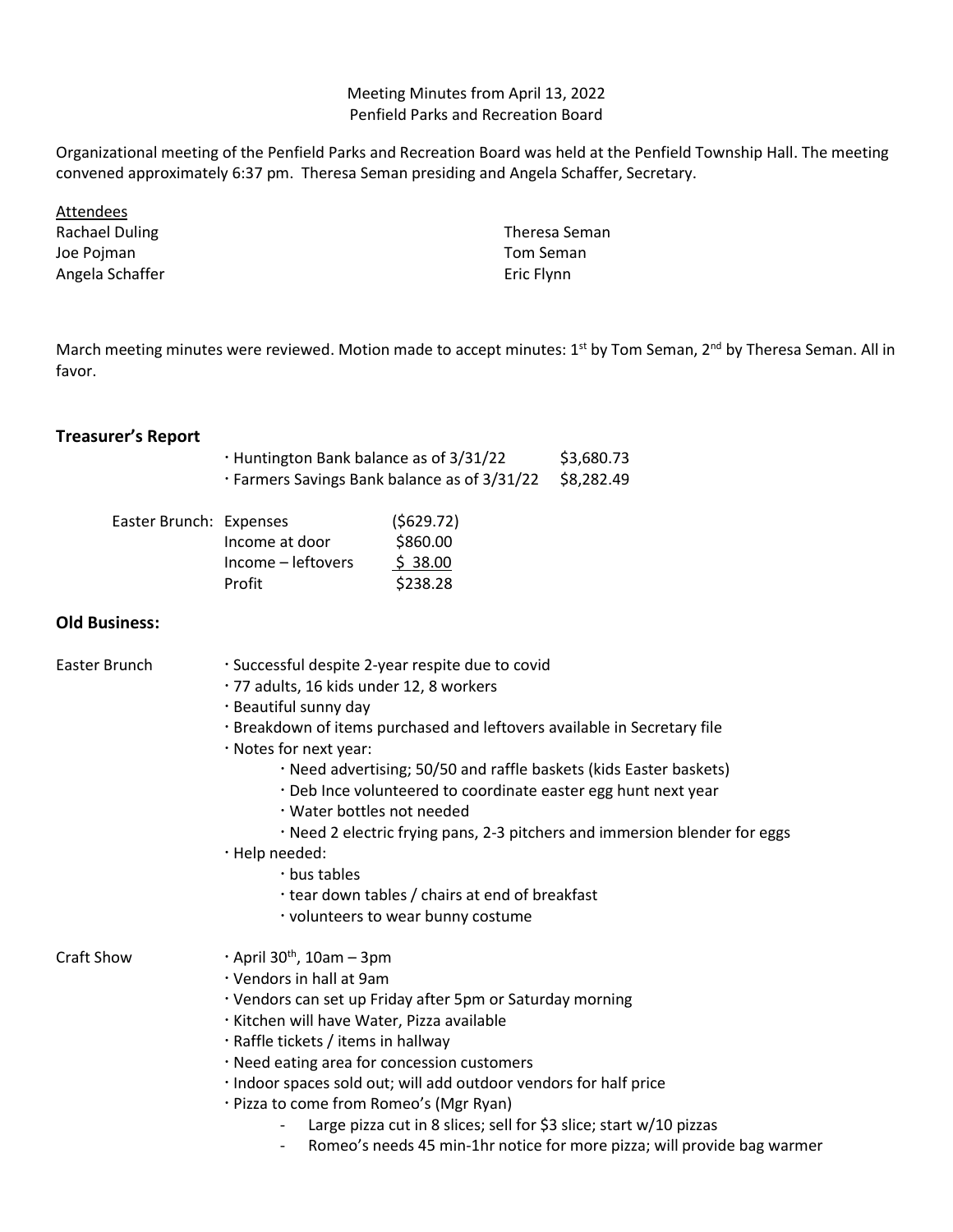Meeting Minutes from April 13, 2022
Penfield Parks and Recreation Board

Organizational meeting of the Penfield Parks and Recreation Board was held at the Penfield Township Hall. The meeting convened approximately 6:37 pm. Theresa Seman presiding and Angela Schaffer, Secretary.

Attendees

| | |
|---|---|
| Rachael Duling | Theresa Seman |
| Joe Pojman | Tom Seman |
| Angela Schaffer | Eric Flynn |

March meeting minutes were reviewed. Motion made to accept minutes: 1st by Tom Seman, 2nd by Theresa Seman. All in favor.

## Treasurer's Report

- Huntington Bank balance as of 3/31/22 $3,680.73
- Farmers Savings Bank balance as of 3/31/22 $8,282.49

| Easter Brunch: | | |
|---|---|---|
| | Expenses | ($629.72) |
| | Income at door | $860.00 |
| | Income – leftovers | $ 38.00 |
| | Profit | $238.28 |

## Old Business:

Easter Brunch
- Successful despite 2-year respite due to covid
- 77 adults, 16 kids under 12, 8 workers
- Beautiful sunny day
- Breakdown of items purchased and leftovers available in Secretary file
- Notes for next year:
  - Need advertising; 50/50 and raffle baskets (kids Easter baskets)
  - Deb Ince volunteered to coordinate easter egg hunt next year
  - Water bottles not needed
  - Need 2 electric frying pans, 2-3 pitchers and immersion blender for eggs
- Help needed:
  - bus tables
  - tear down tables / chairs at end of breakfast
  - volunteers to wear bunny costume

Craft Show
- April 30th, 10am – 3pm
- Vendors in hall at 9am
- Vendors can set up Friday after 5pm or Saturday morning
- Kitchen will have Water, Pizza available
- Raffle tickets / items in hallway
- Need eating area for concession customers
- Indoor spaces sold out; will add outdoor vendors for half price
- Pizza to come from Romeo's (Mgr Ryan)
  - Large pizza cut in 8 slices; sell for $3 slice; start w/10 pizzas
  - Romeo's needs 45 min-1hr notice for more pizza; will provide bag warmer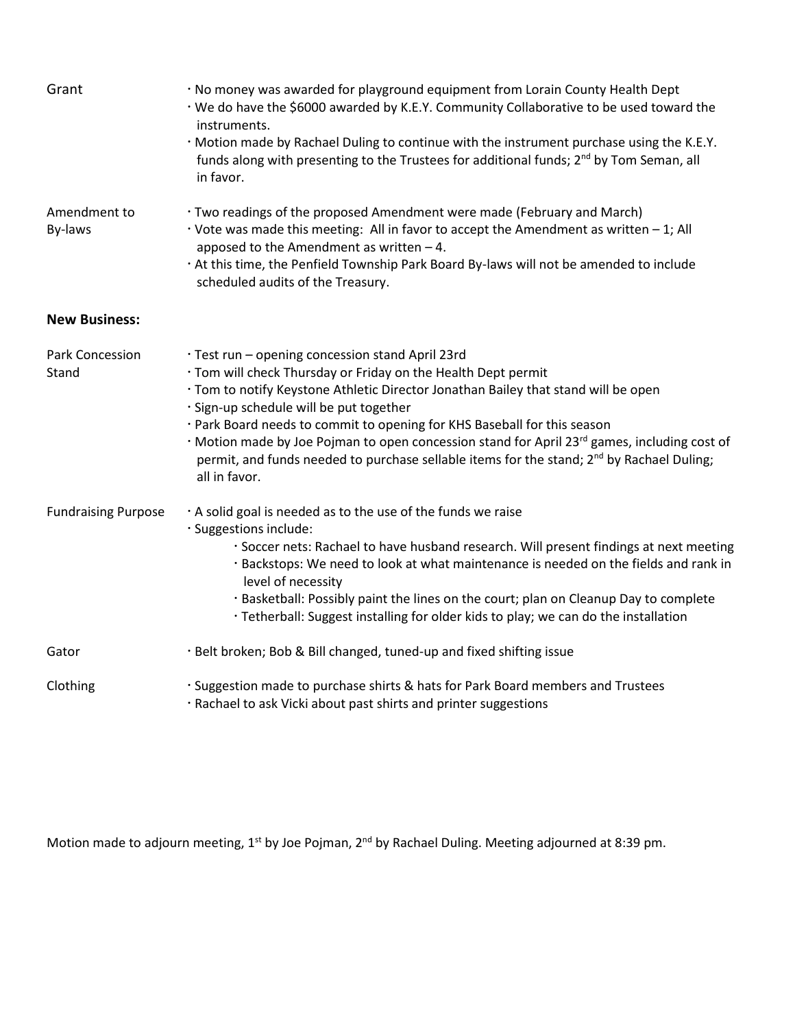| | |
|---|---|
| Grant | · No money was awarded for playground equipment from Lorain County Health Dept<br>· We do have the $6000 awarded by K.E.Y. Community Collaborative to be used toward the instruments.<br>· Motion made by Rachael Duling to continue with the instrument purchase using the K.E.Y. funds along with presenting to the Trustees for additional funds; 2nd by Tom Seman, all in favor. |
| Amendment to By-laws | · Two readings of the proposed Amendment were made (February and March)<br>· Vote was made this meeting: All in favor to accept the Amendment as written – 1; All apposed to the Amendment as written – 4.<br>· At this time, the Penfield Township Park Board By-laws will not be amended to include scheduled audits of the Treasury. |

**New Business:**

| | |
|---|---|
| Park Concession Stand | · Test run – opening concession stand April 23rd<br>· Tom will check Thursday or Friday on the Health Dept permit<br>· Tom to notify Keystone Athletic Director Jonathan Bailey that stand will be open<br>· Sign-up schedule will be put together<br>· Park Board needs to commit to opening for KHS Baseball for this season<br>· Motion made by Joe Pojman to open concession stand for April 23rd games, including cost of permit, and funds needed to purchase sellable items for the stand; 2nd by Rachael Duling; all in favor. |
| Fundraising Purpose | · A solid goal is needed as to the use of the funds we raise<br>· Suggestions include:<br>· Soccer nets: Rachael to have husband research. Will present findings at next meeting<br>· Backstops: We need to look at what maintenance is needed on the fields and rank in level of necessity<br>· Basketball: Possibly paint the lines on the court; plan on Cleanup Day to complete<br>· Tetherball: Suggest installing for older kids to play; we can do the installation |
| Gator | · Belt broken; Bob & Bill changed, tuned-up and fixed shifting issue |
| Clothing | · Suggestion made to purchase shirts & hats for Park Board members and Trustees<br>· Rachael to ask Vicki about past shirts and printer suggestions |

Motion made to adjourn meeting, 1st by Joe Pojman, 2nd by Rachael Duling. Meeting adjourned at 8:39 pm.